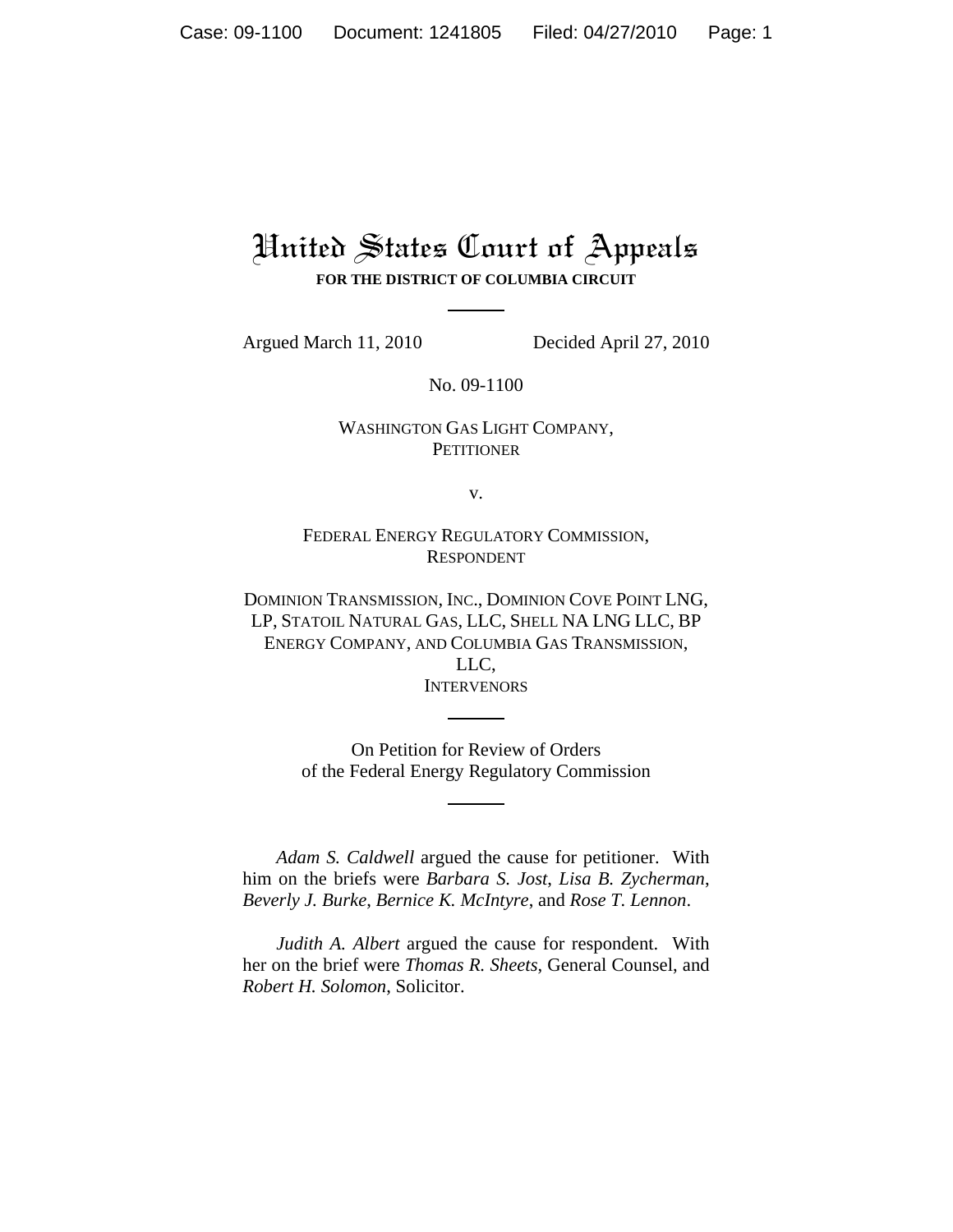# United States Court of Appeals

**FOR THE DISTRICT OF COLUMBIA CIRCUIT**

Argued March 11, 2010 Decided April 27, 2010

No. 09-1100

WASHINGTON GAS LIGHT COMPANY,
PETITIONER

v.

FEDERAL ENERGY REGULATORY COMMISSION,
RESPONDENT

DOMINION TRANSMISSION, INC., DOMINION COVE POINT LNG, LP, STATOIL NATURAL GAS, LLC, SHELL NA LNG LLC, BP ENERGY COMPANY, AND COLUMBIA GAS TRANSMISSION, LLC,
INTERVENORS

On Petition for Review of Orders
of the Federal Energy Regulatory Commission

*Adam S. Caldwell* argued the cause for petitioner. With him on the briefs were *Barbara S. Jost*, *Lisa B. Zycherman*, *Beverly J. Burke*, *Bernice K. McIntyre*, and *Rose T. Lennon*.

*Judith A. Albert* argued the cause for respondent. With her on the brief were *Thomas R. Sheets*, General Counsel, and *Robert H. Solomon*, Solicitor.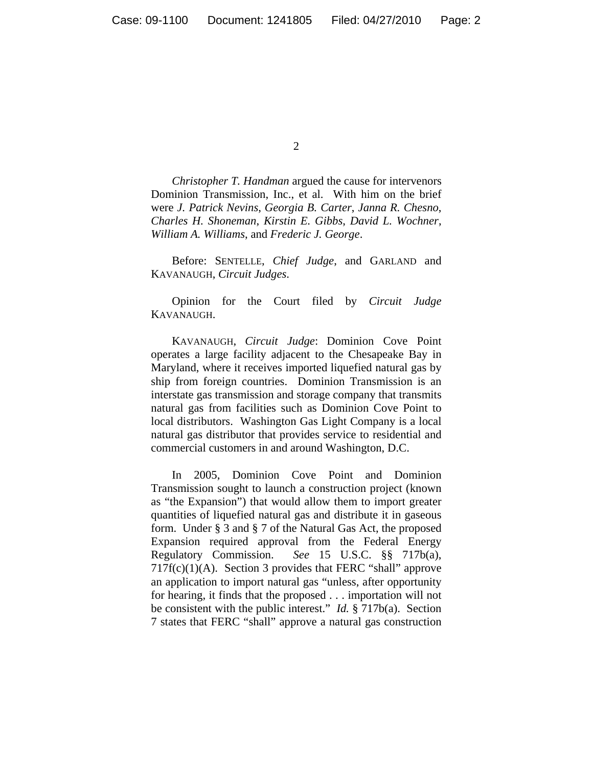*Christopher T. Handman* argued the cause for intervenors Dominion Transmission, Inc., et al. With him on the brief were *J. Patrick Nevins*, *Georgia B. Carter*, *Janna R. Chesno*, *Charles H. Shoneman*, *Kirstin E. Gibbs*, *David L. Wochner*, *William A. Williams*, and *Frederic J. George*.

Before: SENTELLE, *Chief Judge*, and GARLAND and KAVANAUGH, *Circuit Judges*.

Opinion for the Court filed by *Circuit Judge* KAVANAUGH.

KAVANAUGH, *Circuit Judge*: Dominion Cove Point operates a large facility adjacent to the Chesapeake Bay in Maryland, where it receives imported liquefied natural gas by ship from foreign countries. Dominion Transmission is an interstate gas transmission and storage company that transmits natural gas from facilities such as Dominion Cove Point to local distributors. Washington Gas Light Company is a local natural gas distributor that provides service to residential and commercial customers in and around Washington, D.C.

In 2005, Dominion Cove Point and Dominion Transmission sought to launch a construction project (known as "the Expansion") that would allow them to import greater quantities of liquefied natural gas and distribute it in gaseous form. Under § 3 and § 7 of the Natural Gas Act, the proposed Expansion required approval from the Federal Energy Regulatory Commission. *See* 15 U.S.C. §§ 717b(a), 717f(c)(1)(A). Section 3 provides that FERC "shall" approve an application to import natural gas "unless, after opportunity for hearing, it finds that the proposed . . . importation will not be consistent with the public interest." *Id.* § 717b(a). Section 7 states that FERC "shall" approve a natural gas construction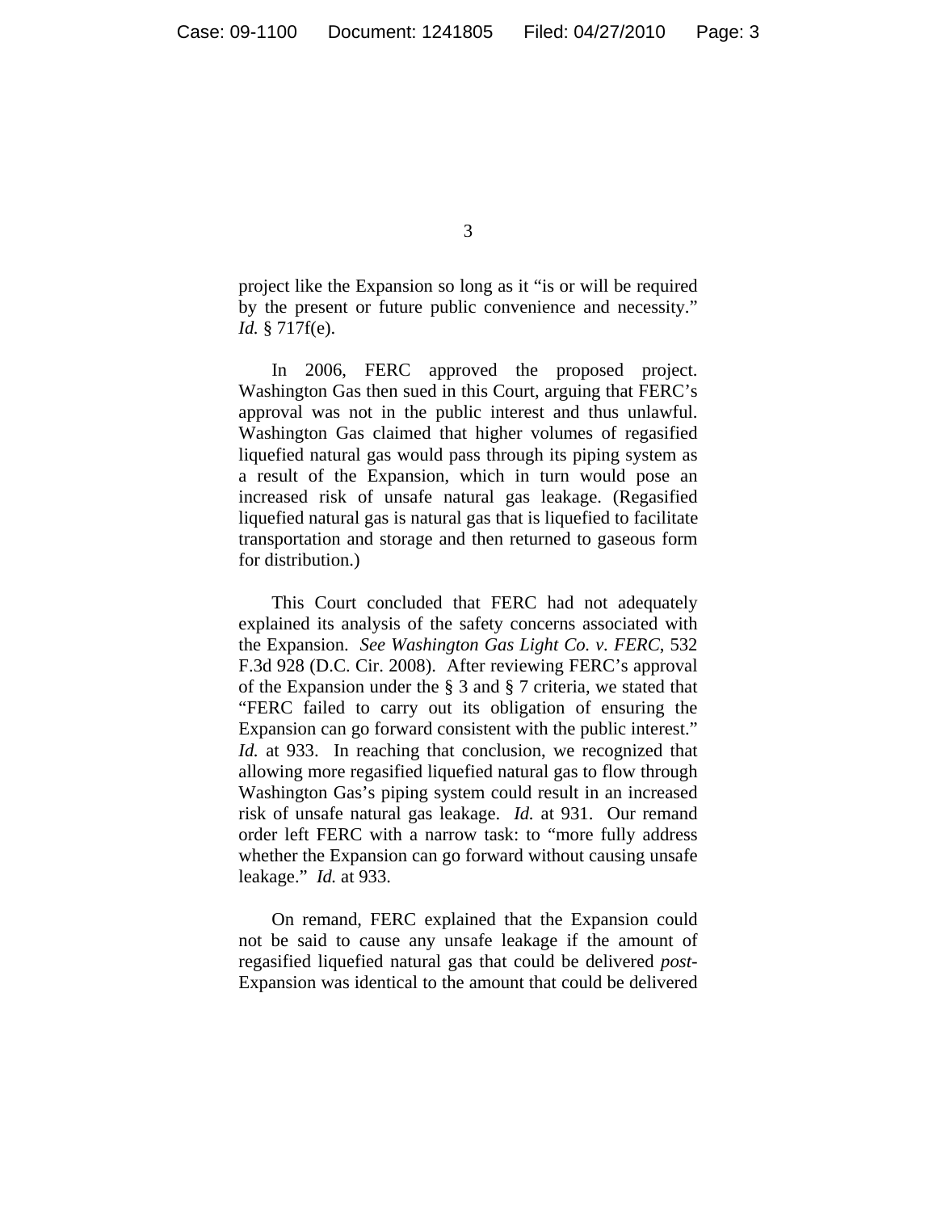project like the Expansion so long as it "is or will be required by the present or future public convenience and necessity." *Id.* § 717f(e).

In 2006, FERC approved the proposed project. Washington Gas then sued in this Court, arguing that FERC's approval was not in the public interest and thus unlawful. Washington Gas claimed that higher volumes of regasified liquefied natural gas would pass through its piping system as a result of the Expansion, which in turn would pose an increased risk of unsafe natural gas leakage. (Regasified liquefied natural gas is natural gas that is liquefied to facilitate transportation and storage and then returned to gaseous form for distribution.)

This Court concluded that FERC had not adequately explained its analysis of the safety concerns associated with the Expansion. *See Washington Gas Light Co. v. FERC*, 532 F.3d 928 (D.C. Cir. 2008). After reviewing FERC's approval of the Expansion under the § 3 and § 7 criteria, we stated that "FERC failed to carry out its obligation of ensuring the Expansion can go forward consistent with the public interest." *Id.* at 933. In reaching that conclusion, we recognized that allowing more regasified liquefied natural gas to flow through Washington Gas's piping system could result in an increased risk of unsafe natural gas leakage. *Id.* at 931. Our remand order left FERC with a narrow task: to "more fully address whether the Expansion can go forward without causing unsafe leakage." *Id.* at 933.

On remand, FERC explained that the Expansion could not be said to cause any unsafe leakage if the amount of regasified liquefied natural gas that could be delivered *post*-Expansion was identical to the amount that could be delivered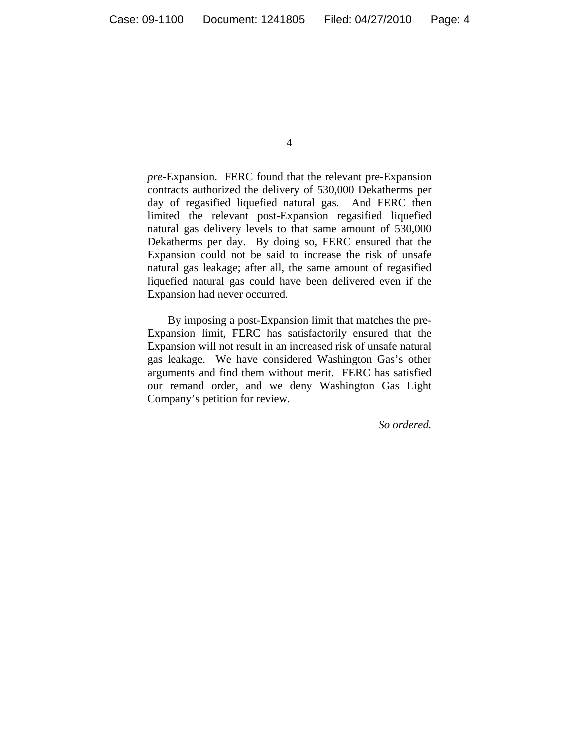*pre*-Expansion. FERC found that the relevant pre-Expansion contracts authorized the delivery of 530,000 Dekatherms per day of regasified liquefied natural gas. And FERC then limited the relevant post-Expansion regasified liquefied natural gas delivery levels to that same amount of 530,000 Dekatherms per day. By doing so, FERC ensured that the Expansion could not be said to increase the risk of unsafe natural gas leakage; after all, the same amount of regasified liquefied natural gas could have been delivered even if the Expansion had never occurred.

By imposing a post-Expansion limit that matches the pre-Expansion limit, FERC has satisfactorily ensured that the Expansion will not result in an increased risk of unsafe natural gas leakage. We have considered Washington Gas's other arguments and find them without merit. FERC has satisfied our remand order, and we deny Washington Gas Light Company's petition for review.

*So ordered.*